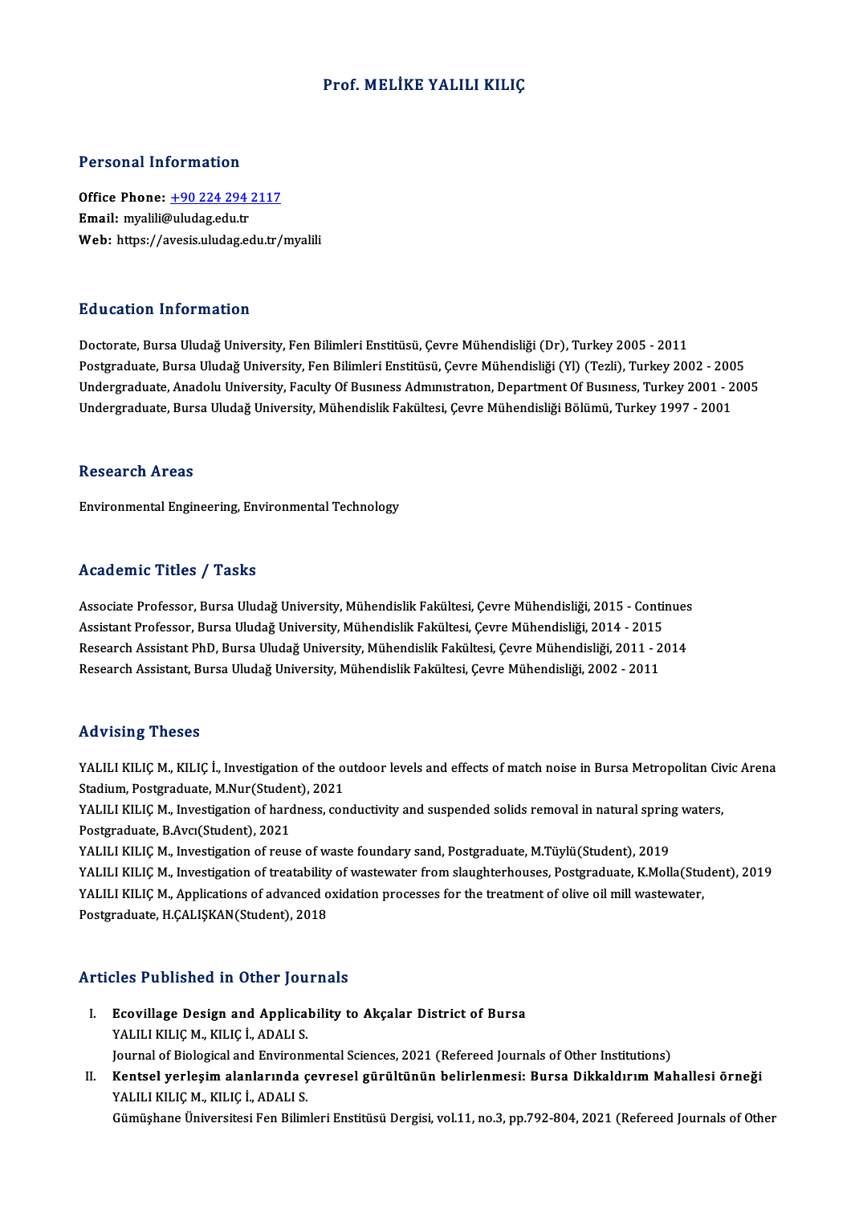# Prof. MELİKE YALILI KILIÇ

## Personal Information

**Office Phone:** +90 224 294 2117
**Email:** myalili@uludag.edu.tr
**Web:** https://avesis.uludag.edu.tr/myalili

## Education Information

Doctorate, Bursa Uludağ University, Fen Bilimleri Enstitüsü, Çevre Mühendisliği (Dr), Turkey 2005 - 2011
Postgraduate, Bursa Uludağ University, Fen Bilimleri Enstitüsü, Çevre Mühendisliği (Yl) (Tezli), Turkey 2002 - 2005
Undergraduate, Anadolu University, Faculty Of Busıness Admınıstratıon, Department Of Busıness, Turkey 2001 - 2005
Undergraduate, Bursa Uludağ University, Mühendislik Fakültesi, Çevre Mühendisliği Bölümü, Turkey 1997 - 2001

## Research Areas

Environmental Engineering, Environmental Technology

## Academic Titles / Tasks

Associate Professor, Bursa Uludağ University, Mühendislik Fakültesi, Çevre Mühendisliği, 2015 - Continues
Assistant Professor, Bursa Uludağ University, Mühendislik Fakültesi, Çevre Mühendisliği, 2014 - 2015
Research Assistant PhD, Bursa Uludağ University, Mühendislik Fakültesi, Çevre Mühendisliği, 2011 - 2014
Research Assistant, Bursa Uludağ University, Mühendislik Fakültesi, Çevre Mühendisliği, 2002 - 2011

## Advising Theses

YALILI KILIÇ M., KILIÇ İ., Investigation of the outdoor levels and effects of match noise in Bursa Metropolitan Civic Arena Stadium, Postgraduate, M.Nur(Student), 2021
YALILI KILIÇ M., Investigation of hardness, conductivity and suspended solids removal in natural spring waters, Postgraduate, B.Avcı(Student), 2021
YALILI KILIÇ M., Investigation of reuse of waste foundary sand, Postgraduate, M.Tüylü(Student), 2019
YALILI KILIÇ M., Investigation of treatability of wastewater from slaughterhouses, Postgraduate, K.Molla(Student), 2019
YALILI KILIÇ M., Applications of advanced oxidation processes for the treatment of olive oil mill wastewater, Postgraduate, H.ÇALIŞKAN(Student), 2018

## Articles Published in Other Journals

I. **Ecovillage Design and Applicability to Akçalar District of Bursa**
YALILI KILIÇ M., KILIÇ İ., ADALI S.
Journal of Biological and Environmental Sciences, 2021 (Refereed Journals of Other Institutions)

II. **Kentsel yerleşim alanlarında çevresel gürültünün belirlenmesi: Bursa Dikkaldırım Mahallesi örneği**
YALILI KILIÇ M., KILIÇ İ., ADALI S.
Gümüşhane Üniversitesi Fen Bilimleri Enstitüsü Dergisi, vol.11, no.3, pp.792-804, 2021 (Refereed Journals of Other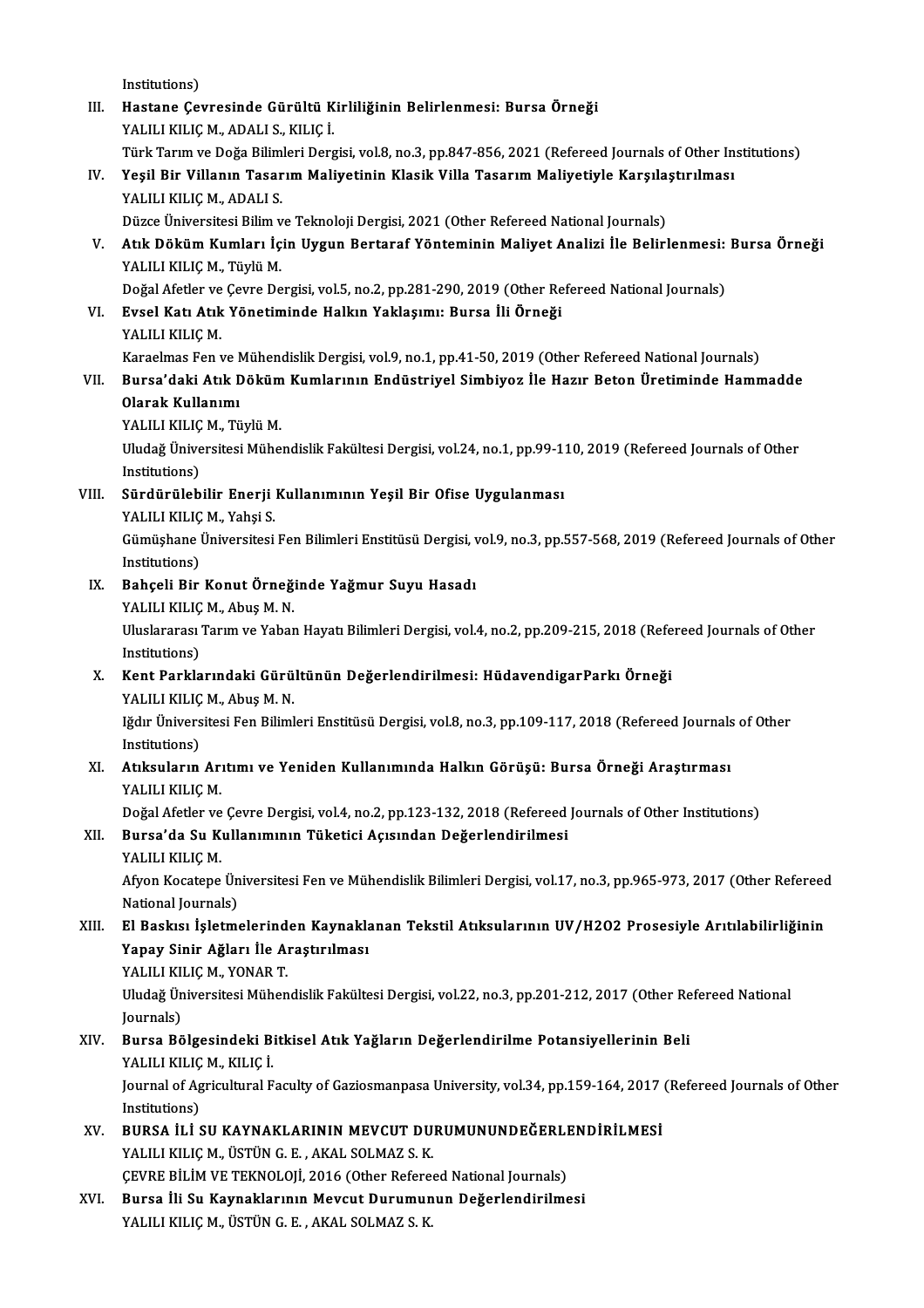Institutions)

III. **Hastane Çevresinde Gürültü Kirliliğinin Belirlenmesi: Bursa Örneği**
YALILI KILIÇ M., ADALI S., KILIÇ İ.
Türk Tarım ve Doğa Bilimleri Dergisi, vol.8, no.3, pp.847-856, 2021 (Refereed Journals of Other Institutions)

IV. **Yeşil Bir Villanın Tasarım Maliyetinin Klasik Villa Tasarım Maliyetiyle Karşılaştırılması**
YALILI KILIÇ M., ADALI S.
Düzce Üniversitesi Bilim ve Teknoloji Dergisi, 2021 (Other Refereed National Journals)

V. **Atık Döküm Kumları İçin Uygun Bertaraf Yönteminin Maliyet Analizi İle Belirlenmesi: Bursa Örneği**
YALILI KILIÇ M., Tüylü M.
Doğal Afetler ve Çevre Dergisi, vol.5, no.2, pp.281-290, 2019 (Other Refereed National Journals)

VI. **Evsel Katı Atık Yönetiminde Halkın Yaklaşımı: Bursa İli Örneği**
YALILI KILIÇ M.
Karaelmas Fen ve Mühendislik Dergisi, vol.9, no.1, pp.41-50, 2019 (Other Refereed National Journals)

VII. **Bursa'daki Atık Döküm Kumlarının Endüstriyel Simbiyoz İle Hazır Beton Üretiminde Hammadde Olarak Kullanımı**
YALILI KILIÇ M., Tüylü M.
Uludağ Üniversitesi Mühendislik Fakültesi Dergisi, vol.24, no.1, pp.99-110, 2019 (Refereed Journals of Other Institutions)

VIII. **Sürdürülebilir Enerji Kullanımının Yeşil Bir Ofise Uygulanması**
YALILI KILIÇ M., Yahşi S.
Gümüşhane Üniversitesi Fen Bilimleri Enstitüsü Dergisi, vol.9, no.3, pp.557-568, 2019 (Refereed Journals of Other Institutions)

IX. **Bahçeli Bir Konut Örneğinde Yağmur Suyu Hasadı**
YALILI KILIÇ M., Abuş M. N.
Uluslararası Tarım ve Yaban Hayatı Bilimleri Dergisi, vol.4, no.2, pp.209-215, 2018 (Refereed Journals of Other Institutions)

X. **Kent Parklarındaki Gürültünün Değerlendirilmesi: HüdavendigarParkı Örneği**
YALILI KILIÇ M., Abuş M. N.
Iğdır Üniversitesi Fen Bilimleri Enstitüsü Dergisi, vol.8, no.3, pp.109-117, 2018 (Refereed Journals of Other Institutions)

XI. **Atıksuların Arıtımı ve Yeniden Kullanımında Halkın Görüşü: Bursa Örneği Araştırması**
YALILI KILIÇ M.
Doğal Afetler ve Çevre Dergisi, vol.4, no.2, pp.123-132, 2018 (Refereed Journals of Other Institutions)

XII. **Bursa'da Su Kullanımının Tüketici Açısından Değerlendirilmesi**
YALILI KILIÇ M.
Afyon Kocatepe Üniversitesi Fen ve Mühendislik Bilimleri Dergisi, vol.17, no.3, pp.965-973, 2017 (Other Refereed National Journals)

XIII. **El Baskısı İşletmelerinden Kaynaklanan Tekstil Atıksularının UV/H2O2 Prosesiyle Arıtılabilirliğinin Yapay Sinir Ağları İle Araştırılması**
YALILI KILIÇ M., YONAR T.
Uludağ Üniversitesi Mühendislik Fakültesi Dergisi, vol.22, no.3, pp.201-212, 2017 (Other Refereed National Journals)

XIV. **Bursa Bölgesindeki Bitkisel Atık Yağların Değerlendirilme Potansiyellerinin Beli**
YALILI KILIÇ M., KILIÇ İ.
Journal of Agricultural Faculty of Gaziosmanpasa University, vol.34, pp.159-164, 2017 (Refereed Journals of Other Institutions)

XV. **BURSA İLİ SU KAYNAKLARININ MEVCUT DURUMUNUNDEĞERLENDİRİLMESİ**
YALILI KILIÇ M., ÜSTÜN G. E. , AKAL SOLMAZ S. K.
ÇEVRE BİLİM VE TEKNOLOJİ, 2016 (Other Refereed National Journals)

XVI. **Bursa İli Su Kaynaklarının Mevcut Durumunun Değerlendirilmesi**
YALILI KILIÇ M., ÜSTÜN G. E. , AKAL SOLMAZ S. K.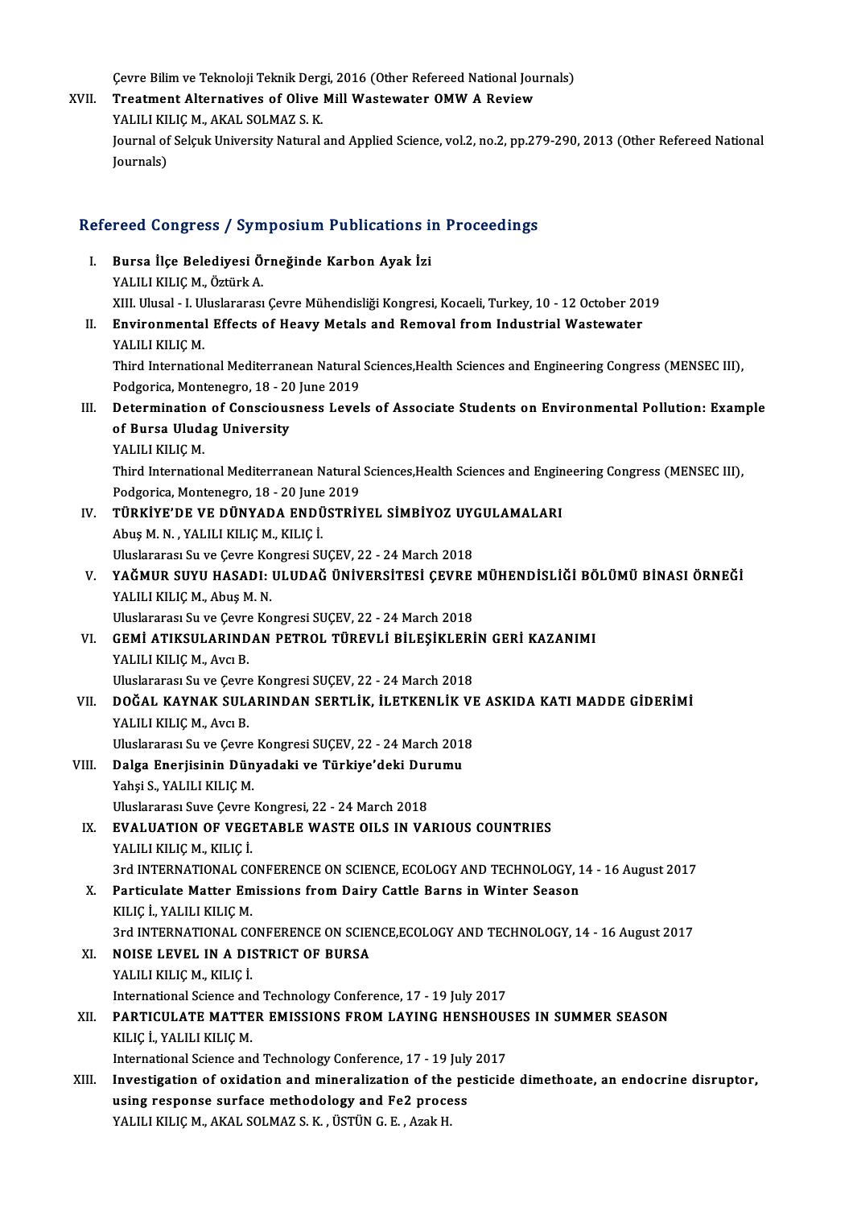Çevre Bilim ve Teknoloji Teknik Dergi, 2016 (Other Refereed National Journals)

XVII. **Treatment Alternatives of Olive Mill Wastewater OMW A Review**
YALILI KILIÇ M., AKAL SOLMAZ S. K.
Journal of Selçuk University Natural and Applied Science, vol.2, no.2, pp.279-290, 2013 (Other Refereed National Journals)

## Refereed Congress / Symposium Publications in Proceedings

I. **Bursa İlçe Belediyesi Örneğinde Karbon Ayak İzi**
YALILI KILIÇ M., Öztürk A.
XIII. Ulusal - I. Uluslararası Çevre Mühendisliği Kongresi, Kocaeli, Turkey, 10 - 12 October 2019

II. **Environmental Effects of Heavy Metals and Removal from Industrial Wastewater**
YALILI KILIÇ M.
Third International Mediterranean Natural Sciences,Health Sciences and Engineering Congress (MENSEC III), Podgorica, Montenegro, 18 - 20 June 2019

III. **Determination of Consciousness Levels of Associate Students on Environmental Pollution: Example of Bursa Uludag University**
YALILI KILIÇ M.
Third International Mediterranean Natural Sciences,Health Sciences and Engineering Congress (MENSEC III), Podgorica, Montenegro, 18 - 20 June 2019

IV. **TÜRKİYE'DE VE DÜNYADA ENDÜSTRİYEL SİMBİYOZ UYGULAMALARI**
Abuş M. N. , YALILI KILIÇ M., KILIÇ İ.
Uluslararası Su ve Çevre Kongresi SUÇEV, 22 - 24 March 2018

V. **YAĞMUR SUYU HASADI: ULUDAĞ ÜNİVERSİTESİ ÇEVRE MÜHENDİSLİĞİ BÖLÜMÜ BİNASI ÖRNEĞİ**
YALILI KILIÇ M., Abuş M. N.
Uluslararası Su ve Çevre Kongresi SUÇEV, 22 - 24 March 2018

VI. **GEMİ ATIKSULARINDAN PETROL TÜREVLİ BİLEŞİKLERİN GERİ KAZANIMI**
YALILI KILIÇ M., Avcı B.
Uluslararası Su ve Çevre Kongresi SUÇEV, 22 - 24 March 2018

VII. **DOĞAL KAYNAK SULARINDAN SERTLİK, İLETKENLİK VE ASKIDA KATI MADDE GİDERİMİ**
YALILI KILIÇ M., Avcı B.
Uluslararası Su ve Çevre Kongresi SUÇEV, 22 - 24 March 2018

VIII. **Dalga Enerjisinin Dünyadaki ve Türkiye'deki Durumu**
Yahşi S., YALILI KILIÇ M.
Uluslararası Suve Çevre Kongresi, 22 - 24 March 2018

IX. **EVALUATION OF VEGETABLE WASTE OILS IN VARIOUS COUNTRIES**
YALILI KILIÇ M., KILIÇ İ.
3rd INTERNATIONAL CONFERENCE ON SCIENCE, ECOLOGY AND TECHNOLOGY, 14 - 16 August 2017

X. **Particulate Matter Emissions from Dairy Cattle Barns in Winter Season**
KILIÇ İ., YALILI KILIÇ M.
3rd INTERNATIONAL CONFERENCE ON SCIENCE,ECOLOGY AND TECHNOLOGY, 14 - 16 August 2017

XI. **NOISE LEVEL IN A DISTRICT OF BURSA**
YALILI KILIÇ M., KILIÇ İ.
International Science and Technology Conference, 17 - 19 July 2017

XII. **PARTICULATE MATTER EMISSIONS FROM LAYING HENSHOUSES IN SUMMER SEASON**
KILIÇ İ., YALILI KILIÇ M.
International Science and Technology Conference, 17 - 19 July 2017

XIII. **Investigation of oxidation and mineralization of the pesticide dimethoate, an endocrine disruptor, using response surface methodology and Fe2 process**
YALILI KILIÇ M., AKAL SOLMAZ S. K. , ÜSTÜN G. E. , Azak H.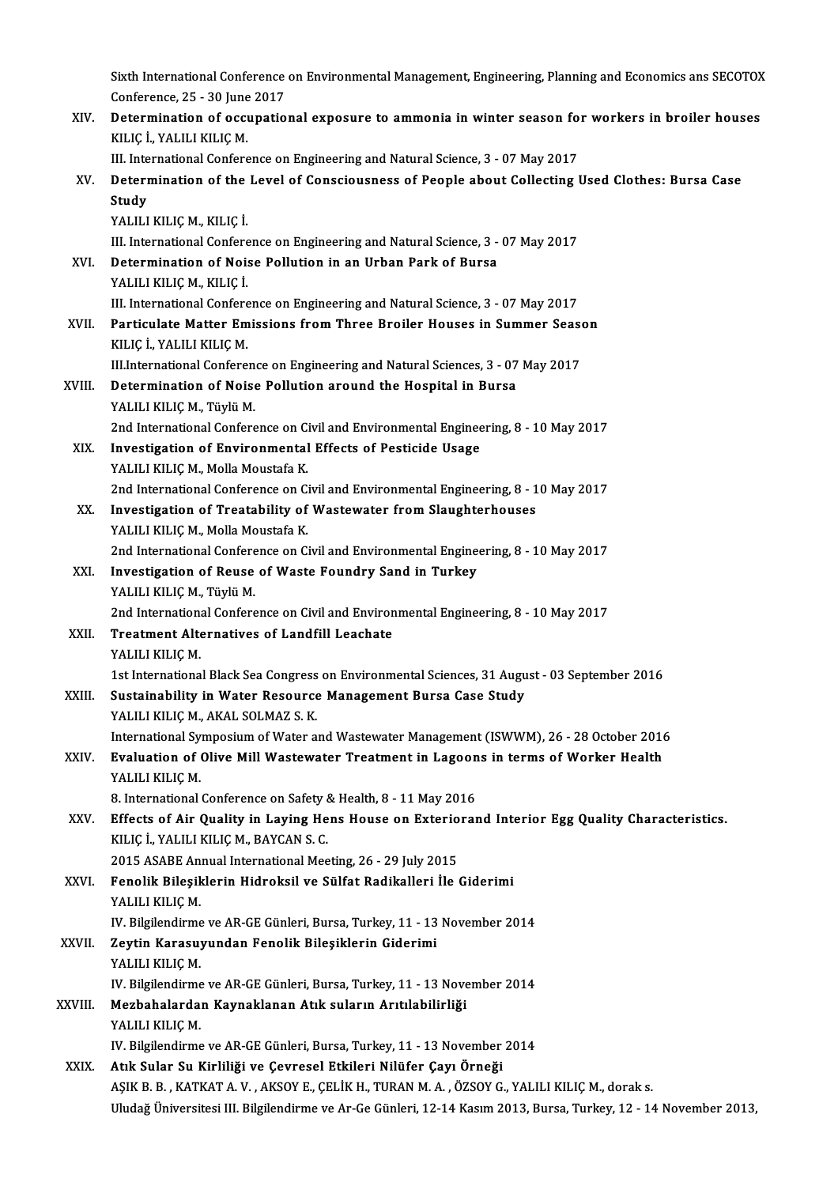Sixth International Conference on Environmental Management, Engineering, Planning and Economics ans SECOTOX Conference, 25 - 30 June 2017

XIV. **Determination of occupational exposure to ammonia in winter season for workers in broiler houses**
KILIÇ İ., YALILI KILIÇ M.
III. International Conference on Engineering and Natural Science, 3 - 07 May 2017

XV. **Determination of the Level of Consciousness of People about Collecting Used Clothes: Bursa Case Study**
YALILI KILIÇ M., KILIÇ İ.
III. International Conference on Engineering and Natural Science, 3 - 07 May 2017

XVI. **Determination of Noise Pollution in an Urban Park of Bursa**
YALILI KILIÇ M., KILIÇ İ.
III. International Conference on Engineering and Natural Science, 3 - 07 May 2017

XVII. **Particulate Matter Emissions from Three Broiler Houses in Summer Season**
KILIÇ İ., YALILI KILIÇ M.
III.International Conference on Engineering and Natural Sciences, 3 - 07 May 2017

XVIII. **Determination of Noise Pollution around the Hospital in Bursa**
YALILI KILIÇ M., Tüylü M.
2nd International Conference on Civil and Environmental Engineering, 8 - 10 May 2017

XIX. **Investigation of Environmental Effects of Pesticide Usage**
YALILI KILIÇ M., Molla Moustafa K.
2nd International Conference on Civil and Environmental Engineering, 8 - 10 May 2017

XX. **Investigation of Treatability of Wastewater from Slaughterhouses**
YALILI KILIÇ M., Molla Moustafa K.
2nd International Conference on Civil and Environmental Engineering, 8 - 10 May 2017

XXI. **Investigation of Reuse of Waste Foundry Sand in Turkey**
YALILI KILIÇ M., Tüylü M.
2nd International Conference on Civil and Environmental Engineering, 8 - 10 May 2017

XXII. **Treatment Alternatives of Landfill Leachate**
YALILI KILIÇ M.
1st International Black Sea Congress on Environmental Sciences, 31 August - 03 September 2016

XXIII. **Sustainability in Water Resource Management Bursa Case Study**
YALILI KILIÇ M., AKAL SOLMAZ S. K.
International Symposium of Water and Wastewater Management (ISWWM), 26 - 28 October 2016

XXIV. **Evaluation of Olive Mill Wastewater Treatment in Lagoons in terms of Worker Health**
YALILI KILIÇ M.
8. International Conference on Safety & Health, 8 - 11 May 2016

XXV. **Effects of Air Quality in Laying Hens House on Exteriorand Interior Egg Quality Characteristics.**
KILIÇ İ., YALILI KILIÇ M., BAYCAN S. C.
2015 ASABE Annual International Meeting, 26 - 29 July 2015

XXVI. **Fenolik Bileşiklerin Hidroksil ve Sülfat Radikalleri İle Giderimi**
YALILI KILIÇ M.
IV. Bilgilendirme ve AR-GE Günleri, Bursa, Turkey, 11 - 13 November 2014

XXVII. **Zeytin Karasuyundan Fenolik Bileşiklerin Giderimi**
YALILI KILIÇ M.
IV. Bilgilendirme ve AR-GE Günleri, Bursa, Turkey, 11 - 13 November 2014

XXVIII. **Mezbahalardan Kaynaklanan Atık suların Arıtılabilirliği**
YALILI KILIÇ M.
IV. Bilgilendirme ve AR-GE Günleri, Bursa, Turkey, 11 - 13 November 2014

XXIX. **Atık Sular Su Kirliliği ve Çevresel Etkileri Nilüfer Çayı Örneği**
AŞIK B. B. , KATKAT A. V. , AKSOY E., ÇELİK H., TURAN M. A. , ÖZSOY G., YALILI KILIÇ M., dorak s.
Uludağ Üniversitesi III. Bilgilendirme ve Ar-Ge Günleri, 12-14 Kasım 2013, Bursa, Turkey, 12 - 14 November 2013,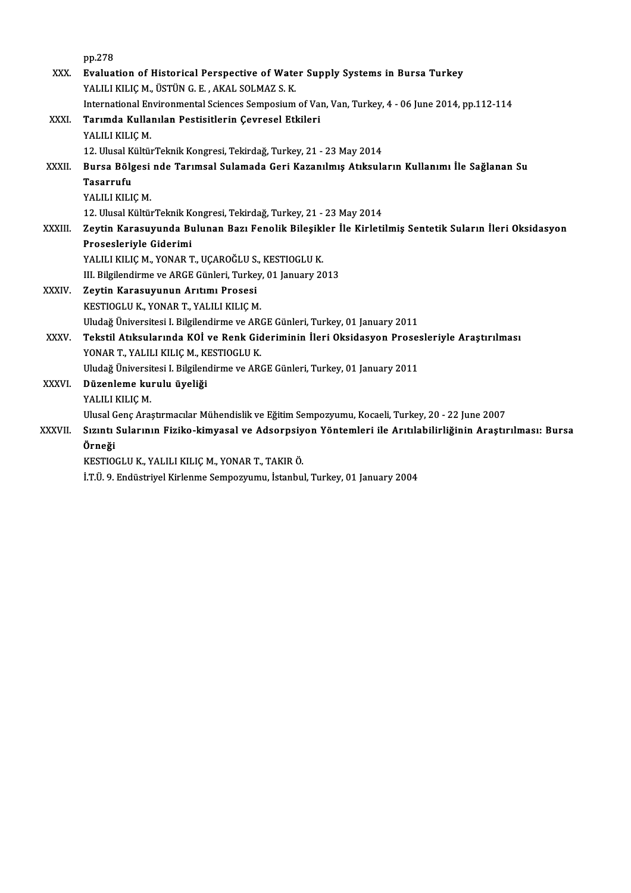pp.278

XXX. **Evaluation of Historical Perspective of Water Supply Systems in Bursa Turkey**
YALILI KILIÇ M., ÜSTÜN G. E. , AKAL SOLMAZ S. K.
International Environmental Sciences Semposium of Van, Van, Turkey, 4 - 06 June 2014, pp.112-114

XXXI. **Tarımda Kullanılan Pestisitlerin Çevresel Etkileri**
YALILI KILIÇ M.
12. Ulusal KültürTeknik Kongresi, Tekirdağ, Turkey, 21 - 23 May 2014

XXXII. **Bursa Bölgesi nde Tarımsal Sulamada Geri Kazanılmış Atıksuların Kullanımı İle Sağlanan Su Tasarrufu**
YALILI KILIÇ M.
12. Ulusal KültürTeknik Kongresi, Tekirdağ, Turkey, 21 - 23 May 2014

XXXIII. **Zeytin Karasuyunda Bulunan Bazı Fenolik Bileşikler İle Kirletilmiş Sentetik Suların İleri Oksidasyon Prosesleriyle Giderimi**
YALILI KILIÇ M., YONAR T., UÇAROĞLU S., KESTIOGLU K.
III. Bilgilendirme ve ARGE Günleri, Turkey, 01 January 2013

XXXIV. **Zeytin Karasuyunun Arıtımı Prosesi**
KESTIOGLU K., YONAR T., YALILI KILIÇ M.
Uludağ Üniversitesi I. Bilgilendirme ve ARGE Günleri, Turkey, 01 January 2011

XXXV. **Tekstil Atıksularında KOİ ve Renk Gideriminin İleri Oksidasyon Prosesleriyle Araştırılması**
YONAR T., YALILI KILIÇ M., KESTIOGLU K.
Uludağ Üniversitesi I. Bilgilendirme ve ARGE Günleri, Turkey, 01 January 2011

XXXVI. **Düzenleme kurulu üyeliği**
YALILI KILIÇ M.
Ulusal Genç Araştırmacılar Mühendislik ve Eğitim Sempozyumu, Kocaeli, Turkey, 20 - 22 June 2007

XXXVII. **Sızıntı Sularının Fiziko-kimyasal ve Adsorpsiyon Yöntemleri ile Arıtılabilirliğinin Araştırılması: Bursa Örneği**
KESTIOGLU K., YALILI KILIÇ M., YONAR T., TAKIR Ö.
İ.T.Ü. 9. Endüstriyel Kirlenme Sempozyumu, İstanbul, Turkey, 01 January 2004